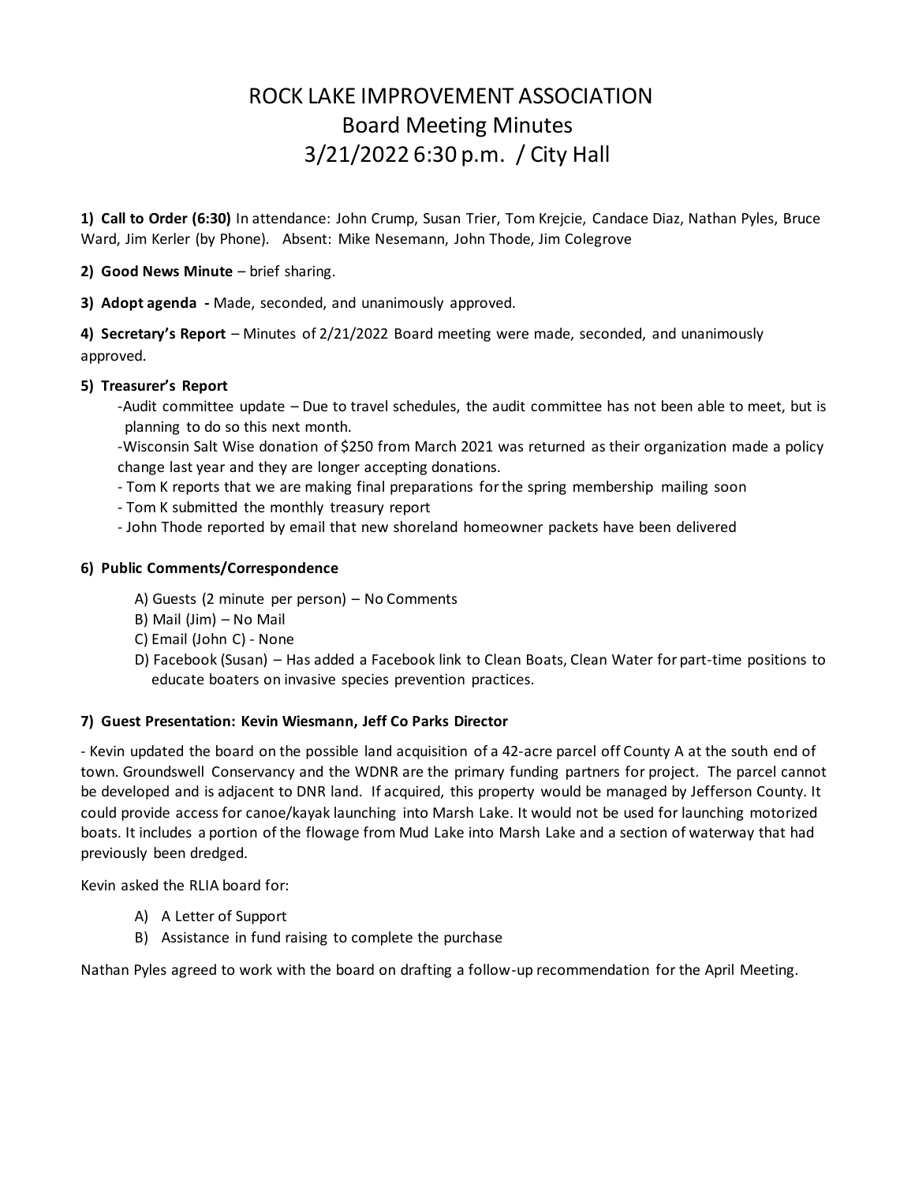# ROCK LAKE IMPROVEMENT ASSOCIATION
## Board Meeting Minutes
## 3/21/2022 6:30 p.m. / City Hall

**1) Call to Order (6:30)** In attendance: John Crump, Susan Trier, Tom Krejcie, Candace Diaz, Nathan Pyles, Bruce Ward, Jim Kerler (by Phone). Absent: Mike Nesemann, John Thode, Jim Colegrove

**2) Good News Minute** – brief sharing.

**3) Adopt agenda -** Made, seconded, and unanimously approved.

**4) Secretary's Report** – Minutes of 2/21/2022 Board meeting were made, seconded, and unanimously approved.

**5) Treasurer's Report**

- -Audit committee update – Due to travel schedules, the audit committee has not been able to meet, but is planning to do so this next month.
- -Wisconsin Salt Wise donation of $250 from March 2021 was returned as their organization made a policy change last year and they are longer accepting donations.
- - Tom K reports that we are making final preparations for the spring membership mailing soon
- - Tom K submitted the monthly treasury report
- - John Thode reported by email that new shoreland homeowner packets have been delivered

**6) Public Comments/Correspondence**

A) Guests (2 minute per person) – No Comments
B) Mail (Jim) – No Mail
C) Email (John C) - None
D) Facebook (Susan) – Has added a Facebook link to Clean Boats, Clean Water for part-time positions to educate boaters on invasive species prevention practices.

**7) Guest Presentation: Kevin Wiesmann, Jeff Co Parks Director**

- Kevin updated the board on the possible land acquisition of a 42-acre parcel off County A at the south end of town. Groundswell Conservancy and the WDNR are the primary funding partners for project. The parcel cannot be developed and is adjacent to DNR land. If acquired, this property would be managed by Jefferson County. It could provide access for canoe/kayak launching into Marsh Lake. It would not be used for launching motorized boats. It includes a portion of the flowage from Mud Lake into Marsh Lake and a section of waterway that had previously been dredged.

Kevin asked the RLIA board for:

A) A Letter of Support
B) Assistance in fund raising to complete the purchase

Nathan Pyles agreed to work with the board on drafting a follow-up recommendation for the April Meeting.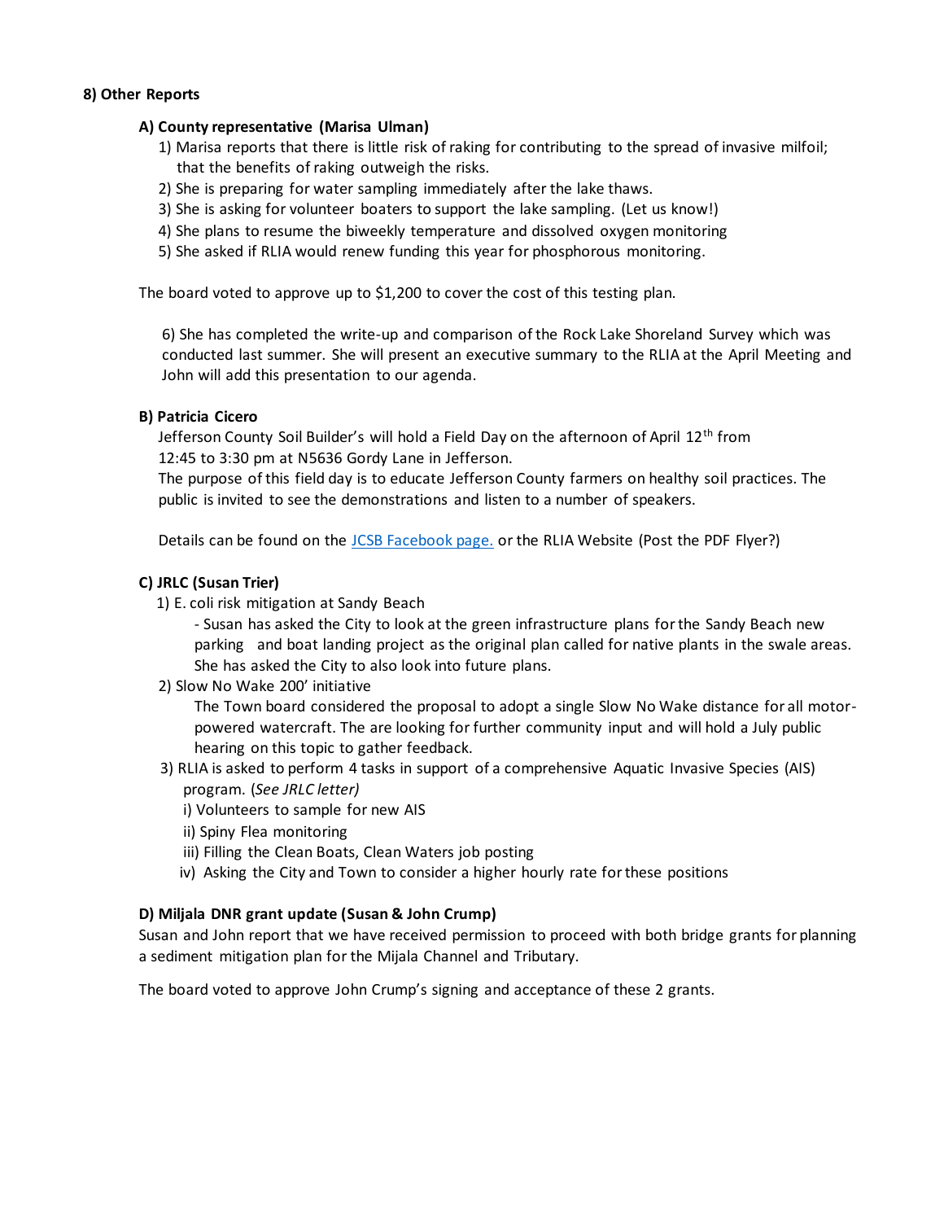**8) Other Reports**

**A) County representative (Marisa Ulman)**

1) Marisa reports that there is little risk of raking for contributing to the spread of invasive milfoil; that the benefits of raking outweigh the risks.
2) She is preparing for water sampling immediately after the lake thaws.
3) She is asking for volunteer boaters to support the lake sampling. (Let us know!)
4) She plans to resume the biweekly temperature and dissolved oxygen monitoring
5) She asked if RLIA would renew funding this year for phosphorous monitoring.

The board voted to approve up to $1,200 to cover the cost of this testing plan.

6) She has completed the write-up and comparison of the Rock Lake Shoreland Survey which was conducted last summer. She will present an executive summary to the RLIA at the April Meeting and John will add this presentation to our agenda.

**B) Patricia Cicero**

Jefferson County Soil Builder's will hold a Field Day on the afternoon of April 12th from 12:45 to 3:30 pm at N5636 Gordy Lane in Jefferson.
The purpose of this field day is to educate Jefferson County farmers on healthy soil practices. The public is invited to see the demonstrations and listen to a number of speakers.

Details can be found on the [JCSB Facebook page.]() or the RLIA Website (Post the PDF Flyer?)

**C) JRLC (Susan Trier)**

1) E. coli risk mitigation at Sandy Beach
   - Susan has asked the City to look at the green infrastructure plans for the Sandy Beach new parking and boat landing project as the original plan called for native plants in the swale areas. She has asked the City to also look into future plans.
2) Slow No Wake 200' initiative
   The Town board considered the proposal to adopt a single Slow No Wake distance for all motor-powered watercraft. The are looking for further community input and will hold a July public hearing on this topic to gather feedback.
3) RLIA is asked to perform 4 tasks in support of a comprehensive Aquatic Invasive Species (AIS) program. (*See JRLC letter)*
   i) Volunteers to sample for new AIS
   ii) Spiny Flea monitoring
   iii) Filling the Clean Boats, Clean Waters job posting
   iv) Asking the City and Town to consider a higher hourly rate for these positions

**D) Miljala DNR grant update (Susan & John Crump)**

Susan and John report that we have received permission to proceed with both bridge grants for planning a sediment mitigation plan for the Mijala Channel and Tributary.

The board voted to approve John Crump's signing and acceptance of these 2 grants.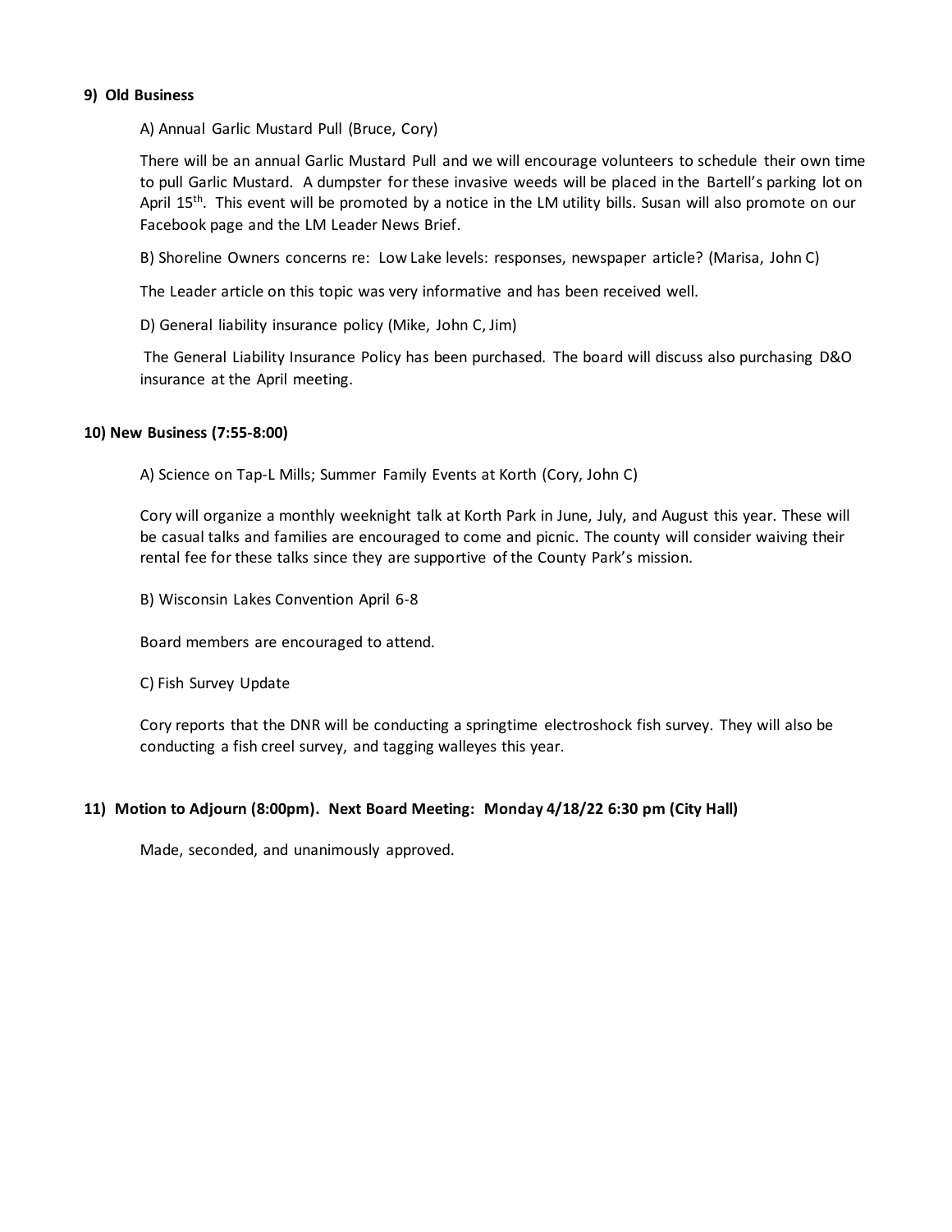**9) Old Business**

A) Annual Garlic Mustard Pull (Bruce, Cory)

There will be an annual Garlic Mustard Pull and we will encourage volunteers to schedule their own time to pull Garlic Mustard. A dumpster for these invasive weeds will be placed in the Bartell's parking lot on April 15th. This event will be promoted by a notice in the LM utility bills. Susan will also promote on our Facebook page and the LM Leader News Brief.

B) Shoreline Owners concerns re: Low Lake levels: responses, newspaper article? (Marisa, John C)

The Leader article on this topic was very informative and has been received well.

D) General liability insurance policy (Mike, John C, Jim)

The General Liability Insurance Policy has been purchased. The board will discuss also purchasing D&O insurance at the April meeting.

**10) New Business (7:55-8:00)**

A) Science on Tap-L Mills; Summer Family Events at Korth (Cory, John C)

Cory will organize a monthly weeknight talk at Korth Park in June, July, and August this year. These will be casual talks and families are encouraged to come and picnic. The county will consider waiving their rental fee for these talks since they are supportive of the County Park's mission.

B) Wisconsin Lakes Convention April 6-8

Board members are encouraged to attend.

C) Fish Survey Update

Cory reports that the DNR will be conducting a springtime electroshock fish survey. They will also be conducting a fish creel survey, and tagging walleyes this year.

**11) Motion to Adjourn (8:00pm). Next Board Meeting: Monday 4/18/22 6:30 pm (City Hall)**

Made, seconded, and unanimously approved.